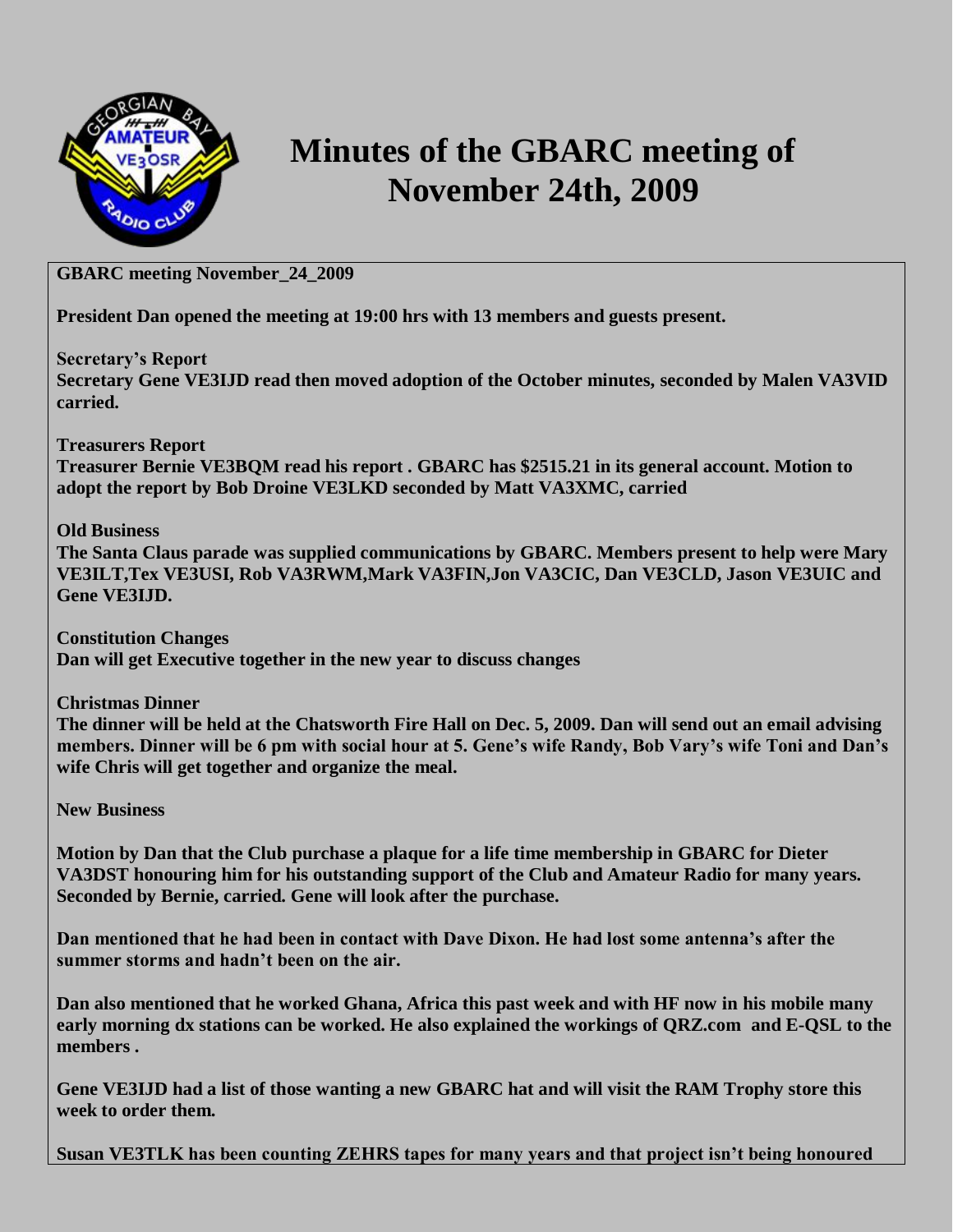# Minutes of the GBARC meeting of November 24th, 2009

**GBARC meeting November_24_2009**

**President Dan opened the meeting at 19:00 hrs with 13 members and guests present.**

**Secretary's Report**
**Secretary Gene VE3IJD read then moved adoption of the October minutes, seconded by Malen VA3VID carried.**

**Treasurers Report**
**Treasurer Bernie VE3BQM read his report . GBARC has $2515.21 in its general account. Motion to adopt the report by Bob Droine VE3LKD seconded by Matt VA3XMC, carried**

**Old Business**
**The Santa Claus parade was supplied communications by GBARC. Members present to help were Mary VE3ILT,Tex VE3USI, Rob VA3RWM,Mark VA3FIN,Jon VA3CIC, Dan VE3CLD, Jason VE3UIC and Gene VE3IJD.**

**Constitution Changes**
**Dan will get Executive together in the new year to discuss changes**

**Christmas Dinner**
**The dinner will be held at the Chatsworth Fire Hall on Dec. 5, 2009. Dan will send out an email advising members. Dinner will be 6 pm with social hour at 5. Gene's wife Randy, Bob Vary's wife Toni and Dan's wife Chris will get together and organize the meal.**

**New Business**

**Motion by Dan that the Club purchase a plaque for a life time membership in GBARC for Dieter VA3DST honouring him for his outstanding support of the Club and Amateur Radio for many years. Seconded by Bernie, carried. Gene will look after the purchase.**

**Dan mentioned that he had been in contact with Dave Dixon. He had lost some antenna's after the summer storms and hadn't been on the air.**

**Dan also mentioned that he worked Ghana, Africa this past week and with HF now in his mobile many early morning dx stations can be worked. He also explained the workings of QRZ.com and E-QSL to the members .**

**Gene VE3IJD had a list of those wanting a new GBARC hat and will visit the RAM Trophy store this week to order them.**

**Susan VE3TLK has been counting ZEHRS tapes for many years and that project isn't being honoured**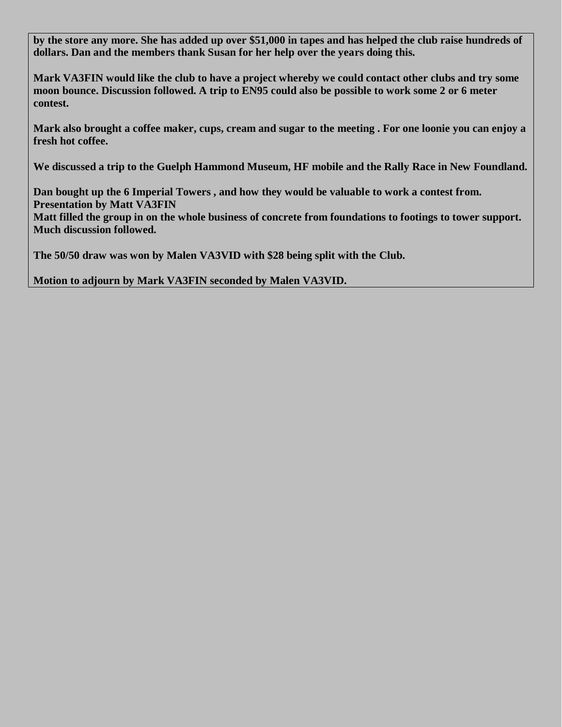**by the store any more. She has added up over $51,000 in tapes and has helped the club raise hundreds of dollars. Dan and the members thank Susan for her help over the years doing this.**

**Mark VA3FIN would like the club to have a project whereby we could contact other clubs and try some moon bounce. Discussion followed. A trip to EN95 could also be possible to work some 2 or 6 meter contest.**

**Mark also brought a coffee maker, cups, cream and sugar to the meeting . For one loonie you can enjoy a fresh hot coffee.**

**We discussed a trip to the Guelph Hammond Museum, HF mobile and the Rally Race in New Foundland.**

**Dan bought up the 6 Imperial Towers , and how they would be valuable to work a contest from.**
**Presentation by Matt VA3FIN**
**Matt filled the group in on the whole business of concrete from foundations to footings to tower support. Much discussion followed.**

**The 50/50 draw was won by Malen VA3VID with $28 being split with the Club.**

**Motion to adjourn by Mark VA3FIN seconded by Malen VA3VID.**